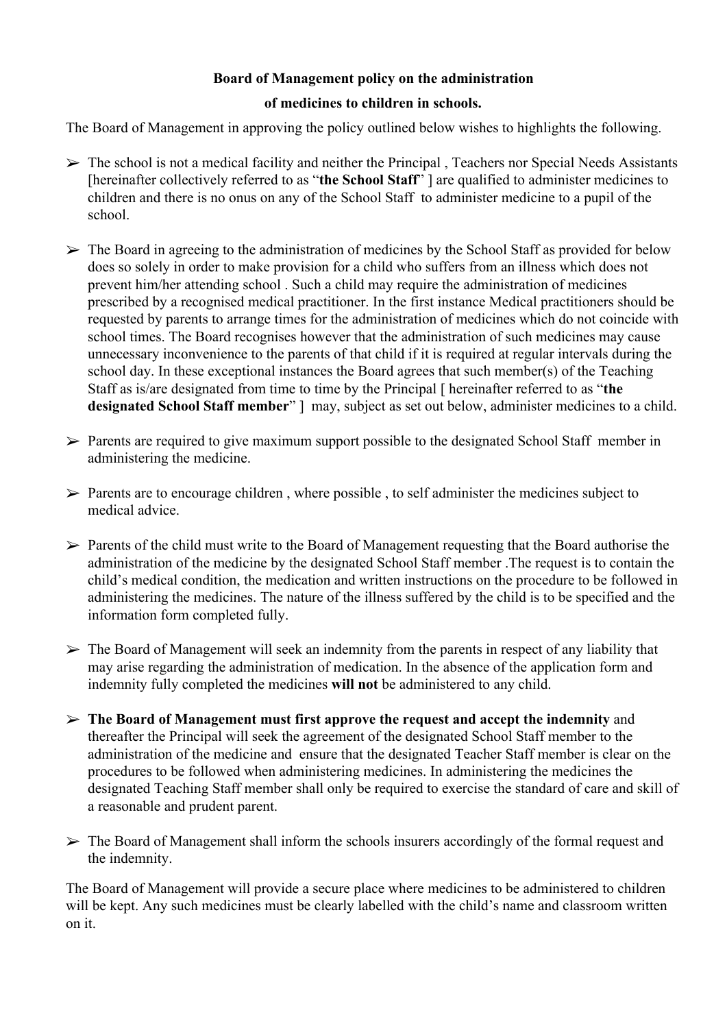**Board of Management policy on the administration of medicines to children in schools.**

The Board of Management in approving the policy outlined below wishes to highlights the following.

- The school is not a medical facility and neither the Principal , Teachers nor Special Needs Assistants [hereinafter collectively referred to as "**the School Staff**" ] are qualified to administer medicines to children and there is no onus on any of the School Staff to administer medicine to a pupil of the school.

- The Board in agreeing to the administration of medicines by the School Staff as provided for below does so solely in order to make provision for a child who suffers from an illness which does not prevent him/her attending school . Such a child may require the administration of medicines prescribed by a recognised medical practitioner. In the first instance Medical practitioners should be requested by parents to arrange times for the administration of medicines which do not coincide with school times. The Board recognises however that the administration of such medicines may cause unnecessary inconvenience to the parents of that child if it is required at regular intervals during the school day. In these exceptional instances the Board agrees that such member(s) of the Teaching Staff as is/are designated from time to time by the Principal [ hereinafter referred to as "**the designated School Staff member**" ] may, subject as set out below, administer medicines to a child.

- Parents are required to give maximum support possible to the designated School Staff member in administering the medicine.

- Parents are to encourage children , where possible , to self administer the medicines subject to medical advice.

- Parents of the child must write to the Board of Management requesting that the Board authorise the administration of the medicine by the designated School Staff member .The request is to contain the child's medical condition, the medication and written instructions on the procedure to be followed in administering the medicines. The nature of the illness suffered by the child is to be specified and the information form completed fully.

- The Board of Management will seek an indemnity from the parents in respect of any liability that may arise regarding the administration of medication. In the absence of the application form and indemnity fully completed the medicines **will not** be administered to any child.

- **The Board of Management must first approve the request and accept the indemnity** and thereafter the Principal will seek the agreement of the designated School Staff member to the administration of the medicine and ensure that the designated Teacher Staff member is clear on the procedures to be followed when administering medicines. In administering the medicines the designated Teaching Staff member shall only be required to exercise the standard of care and skill of a reasonable and prudent parent.

- The Board of Management shall inform the schools insurers accordingly of the formal request and the indemnity.

The Board of Management will provide a secure place where medicines to be administered to children will be kept. Any such medicines must be clearly labelled with the child's name and classroom written on it.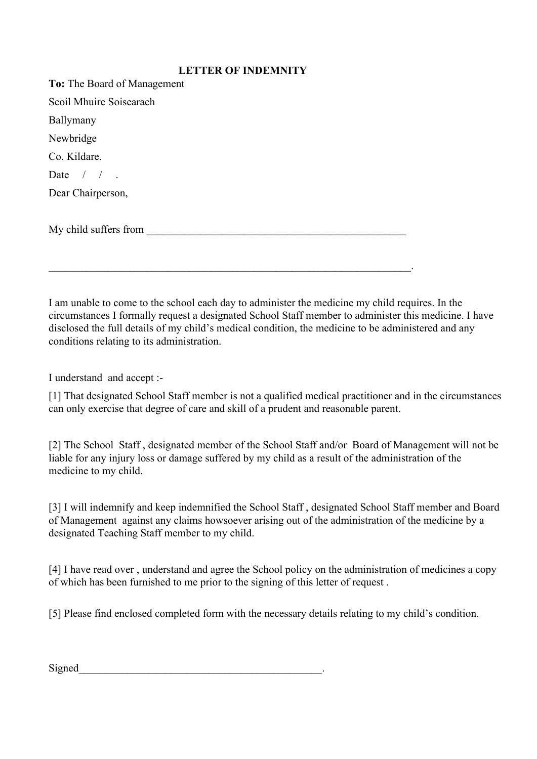**LETTER OF INDEMNITY**

**To:** The Board of Management

Scoil Mhuire Soisearach

Ballymany

Newbridge

Co. Kildare.

Date / / .

Dear Chairperson,

My child suffers from ___________________________________________________

______________________________________________________________________.

I am unable to come to the school each day to administer the medicine my child requires. In the circumstances I formally request a designated School Staff member to administer this medicine. I have disclosed the full details of my child's medical condition, the medicine to be administered and any conditions relating to its administration.

I understand and accept :-

[1] That designated School Staff member is not a qualified medical practitioner and in the circumstances can only exercise that degree of care and skill of a prudent and reasonable parent.

[2] The School Staff , designated member of the School Staff and/or Board of Management will not be liable for any injury loss or damage suffered by my child as a result of the administration of the medicine to my child.

[3] I will indemnify and keep indemnified the School Staff , designated School Staff member and Board of Management against any claims howsoever arising out of the administration of the medicine by a designated Teaching Staff member to my child.

[4] I have read over , understand and agree the School policy on the administration of medicines a copy of which has been furnished to me prior to the signing of this letter of request .

[5] Please find enclosed completed form with the necessary details relating to my child's condition.

Signed_______________________________________________.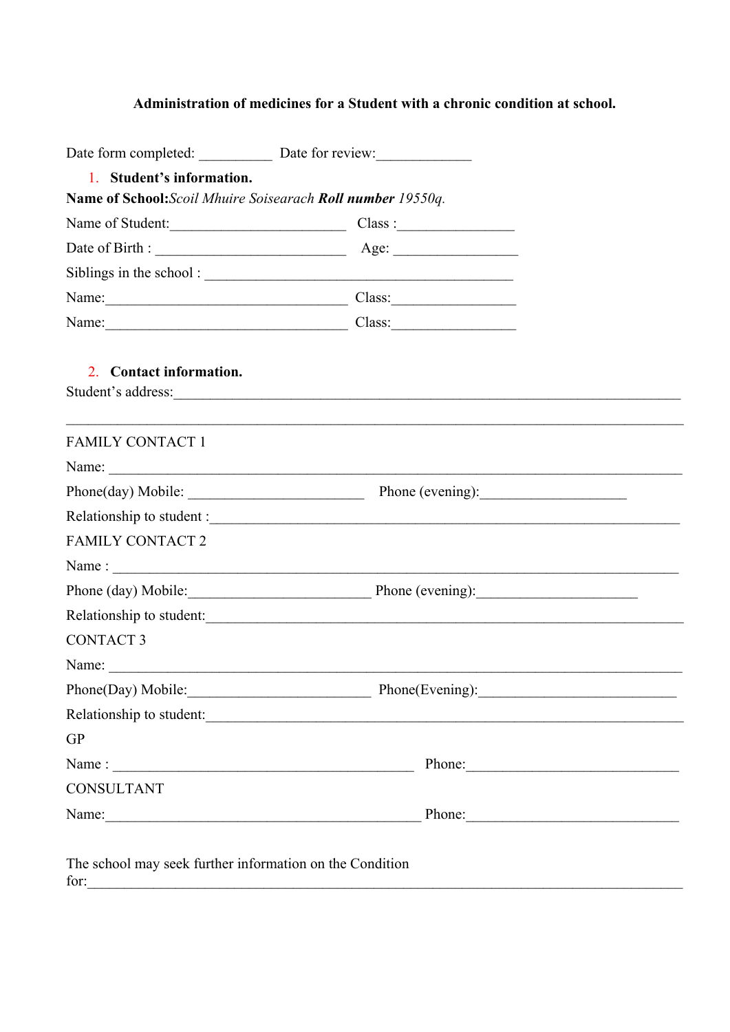**Administration of medicines for a Student with a chronic condition at school.**

Date form completed: __________ Date for review:_____________

1. **Student's information.**

**Name of School:***Scoil Mhuire Soisearach* ***Roll number*** *19550q.*

Name of Student:________________________ Class :________________

Date of Birth : _________________________ Age: _________________

Siblings in the school : __________________________________________

Name:_________________________________ Class:_________________

Name:_________________________________ Class:_________________

2. **Contact information.**

Student's address:_________________________________________________________________________

_____________________________________________________________________________________

FAMILY CONTACT 1

Name: ________________________________________________________________________________

Phone(day) Mobile: ________________________ Phone (evening):___________________

Relationship to student :_______________________________________________________________

FAMILY CONTACT 2

Name : _______________________________________________________________________________

Phone (day) Mobile:_________________________ Phone (evening):______________________

Relationship to student:________________________________________________________________

CONTACT 3

Name: ________________________________________________________________________________

Phone(Day) Mobile:_________________________ Phone(Evening):___________________________

Relationship to student:________________________________________________________________

GP

Name : __________________________________________ Phone:____________________________

CONSULTANT

Name:___________________________________________ Phone:____________________________

The school may seek further information on the Condition for:_____________________________________________________________________________________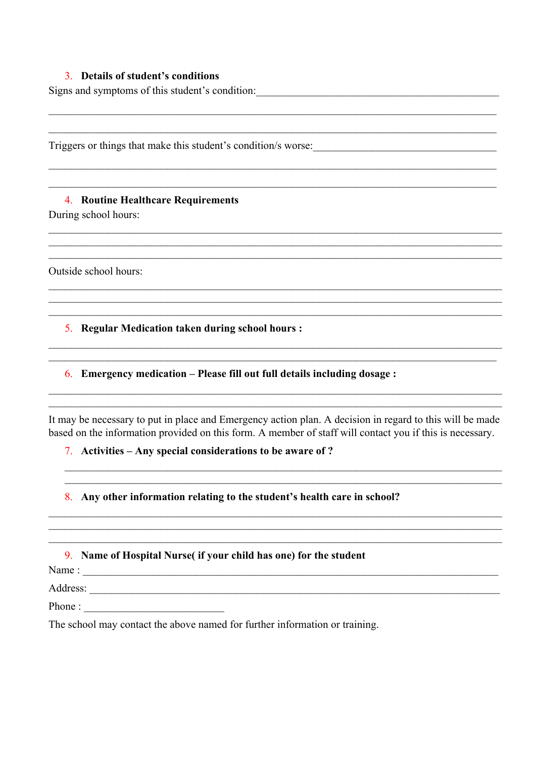3. **Details of student's conditions**

Signs and symptoms of this student's condition:\_\_\_\_\_\_\_\_\_\_\_\_\_\_\_\_\_\_\_\_\_\_\_\_\_\_\_\_\_\_\_\_\_\_\_\_\_\_\_\_\_\_\_\_

\_\_\_\_\_\_\_\_\_\_\_\_\_\_\_\_\_\_\_\_\_\_\_\_\_\_\_\_\_\_\_\_\_\_\_\_\_\_\_\_\_\_\_\_\_\_\_\_\_\_\_\_\_\_\_\_\_\_\_\_\_\_\_\_\_\_\_\_\_\_\_\_\_\_\_\_\_\_

\_\_\_\_\_\_\_\_\_\_\_\_\_\_\_\_\_\_\_\_\_\_\_\_\_\_\_\_\_\_\_\_\_\_\_\_\_\_\_\_\_\_\_\_\_\_\_\_\_\_\_\_\_\_\_\_\_\_\_\_\_\_\_\_\_\_\_\_\_\_\_\_\_\_\_\_\_\_

Triggers or things that make this student's condition/s worse:\_\_\_\_\_\_\_\_\_\_\_\_\_\_\_\_\_\_\_\_\_\_\_\_\_\_\_\_\_\_\_\_\_\_

\_\_\_\_\_\_\_\_\_\_\_\_\_\_\_\_\_\_\_\_\_\_\_\_\_\_\_\_\_\_\_\_\_\_\_\_\_\_\_\_\_\_\_\_\_\_\_\_\_\_\_\_\_\_\_\_\_\_\_\_\_\_\_\_\_\_\_\_\_\_\_\_\_\_\_\_\_\_

\_\_\_\_\_\_\_\_\_\_\_\_\_\_\_\_\_\_\_\_\_\_\_\_\_\_\_\_\_\_\_\_\_\_\_\_\_\_\_\_\_\_\_\_\_\_\_\_\_\_\_\_\_\_\_\_\_\_\_\_\_\_\_\_\_\_\_\_\_\_\_\_\_\_\_\_\_\_

4. **Routine Healthcare Requirements**

During school hours:

\_\_\_\_\_\_\_\_\_\_\_\_\_\_\_\_\_\_\_\_\_\_\_\_\_\_\_\_\_\_\_\_\_\_\_\_\_\_\_\_\_\_\_\_\_\_\_\_\_\_\_\_\_\_\_\_\_\_\_\_\_\_\_\_\_\_\_\_\_\_\_\_\_\_\_\_\_\_

\_\_\_\_\_\_\_\_\_\_\_\_\_\_\_\_\_\_\_\_\_\_\_\_\_\_\_\_\_\_\_\_\_\_\_\_\_\_\_\_\_\_\_\_\_\_\_\_\_\_\_\_\_\_\_\_\_\_\_\_\_\_\_\_\_\_\_\_\_\_\_\_\_\_\_\_\_\_

\_\_\_\_\_\_\_\_\_\_\_\_\_\_\_\_\_\_\_\_\_\_\_\_\_\_\_\_\_\_\_\_\_\_\_\_\_\_\_\_\_\_\_\_\_\_\_\_\_\_\_\_\_\_\_\_\_\_\_\_\_\_\_\_\_\_\_\_\_\_\_\_\_\_\_\_\_\_

Outside school hours:

\_\_\_\_\_\_\_\_\_\_\_\_\_\_\_\_\_\_\_\_\_\_\_\_\_\_\_\_\_\_\_\_\_\_\_\_\_\_\_\_\_\_\_\_\_\_\_\_\_\_\_\_\_\_\_\_\_\_\_\_\_\_\_\_\_\_\_\_\_\_\_\_\_\_\_\_\_\_

\_\_\_\_\_\_\_\_\_\_\_\_\_\_\_\_\_\_\_\_\_\_\_\_\_\_\_\_\_\_\_\_\_\_\_\_\_\_\_\_\_\_\_\_\_\_\_\_\_\_\_\_\_\_\_\_\_\_\_\_\_\_\_\_\_\_\_\_\_\_\_\_\_\_\_\_\_\_

\_\_\_\_\_\_\_\_\_\_\_\_\_\_\_\_\_\_\_\_\_\_\_\_\_\_\_\_\_\_\_\_\_\_\_\_\_\_\_\_\_\_\_\_\_\_\_\_\_\_\_\_\_\_\_\_\_\_\_\_\_\_\_\_\_\_\_\_\_\_\_\_\_\_\_\_\_\_

5. **Regular Medication taken during school hours :**

\_\_\_\_\_\_\_\_\_\_\_\_\_\_\_\_\_\_\_\_\_\_\_\_\_\_\_\_\_\_\_\_\_\_\_\_\_\_\_\_\_\_\_\_\_\_\_\_\_\_\_\_\_\_\_\_\_\_\_\_\_\_\_\_\_\_\_\_\_\_\_\_\_\_\_\_\_\_

\_\_\_\_\_\_\_\_\_\_\_\_\_\_\_\_\_\_\_\_\_\_\_\_\_\_\_\_\_\_\_\_\_\_\_\_\_\_\_\_\_\_\_\_\_\_\_\_\_\_\_\_\_\_\_\_\_\_\_\_\_\_\_\_\_\_\_\_\_\_\_\_\_\_\_\_\_\_

6. **Emergency medication – Please fill out full details including dosage :**

\_\_\_\_\_\_\_\_\_\_\_\_\_\_\_\_\_\_\_\_\_\_\_\_\_\_\_\_\_\_\_\_\_\_\_\_\_\_\_\_\_\_\_\_\_\_\_\_\_\_\_\_\_\_\_\_\_\_\_\_\_\_\_\_\_\_\_\_\_\_\_\_\_\_\_\_\_\_

\_\_\_\_\_\_\_\_\_\_\_\_\_\_\_\_\_\_\_\_\_\_\_\_\_\_\_\_\_\_\_\_\_\_\_\_\_\_\_\_\_\_\_\_\_\_\_\_\_\_\_\_\_\_\_\_\_\_\_\_\_\_\_\_\_\_\_\_\_\_\_\_\_\_\_\_\_\_

It may be necessary to put in place and Emergency action plan. A decision in regard to this will be made based on the information provided on this form. A member of staff will contact you if this is necessary.

7. **Activities – Any special considerations to be aware of ?**

\_\_\_\_\_\_\_\_\_\_\_\_\_\_\_\_\_\_\_\_\_\_\_\_\_\_\_\_\_\_\_\_\_\_\_\_\_\_\_\_\_\_\_\_\_\_\_\_\_\_\_\_\_\_\_\_\_\_\_\_\_\_\_\_\_\_\_\_\_\_\_\_\_\_\_\_\_\_

\_\_\_\_\_\_\_\_\_\_\_\_\_\_\_\_\_\_\_\_\_\_\_\_\_\_\_\_\_\_\_\_\_\_\_\_\_\_\_\_\_\_\_\_\_\_\_\_\_\_\_\_\_\_\_\_\_\_\_\_\_\_\_\_\_\_\_\_\_\_\_\_\_\_\_\_\_\_

8. **Any other information relating to the student's health care in school?**

\_\_\_\_\_\_\_\_\_\_\_\_\_\_\_\_\_\_\_\_\_\_\_\_\_\_\_\_\_\_\_\_\_\_\_\_\_\_\_\_\_\_\_\_\_\_\_\_\_\_\_\_\_\_\_\_\_\_\_\_\_\_\_\_\_\_\_\_\_\_\_\_\_\_\_\_\_\_

\_\_\_\_\_\_\_\_\_\_\_\_\_\_\_\_\_\_\_\_\_\_\_\_\_\_\_\_\_\_\_\_\_\_\_\_\_\_\_\_\_\_\_\_\_\_\_\_\_\_\_\_\_\_\_\_\_\_\_\_\_\_\_\_\_\_\_\_\_\_\_\_\_\_\_\_\_\_

\_\_\_\_\_\_\_\_\_\_\_\_\_\_\_\_\_\_\_\_\_\_\_\_\_\_\_\_\_\_\_\_\_\_\_\_\_\_\_\_\_\_\_\_\_\_\_\_\_\_\_\_\_\_\_\_\_\_\_\_\_\_\_\_\_\_\_\_\_\_\_\_\_\_\_\_\_\_

9. **Name of Hospital Nurse( if your child has one) for the student**

Name : \_\_\_\_\_\_\_\_\_\_\_\_\_\_\_\_\_\_\_\_\_\_\_\_\_\_\_\_\_\_\_\_\_\_\_\_\_\_\_\_\_\_\_\_\_\_\_\_\_\_\_\_\_\_\_\_\_\_\_\_\_\_\_\_\_\_\_\_\_\_\_

Address: \_\_\_\_\_\_\_\_\_\_\_\_\_\_\_\_\_\_\_\_\_\_\_\_\_\_\_\_\_\_\_\_\_\_\_\_\_\_\_\_\_\_\_\_\_\_\_\_\_\_\_\_\_\_\_\_\_\_\_\_\_\_\_\_\_\_\_\_\_\_

Phone : \_\_\_\_\_\_\_\_\_\_\_\_\_\_\_\_\_\_\_\_\_\_\_\_\_\_\_

The school may contact the above named for further information or training.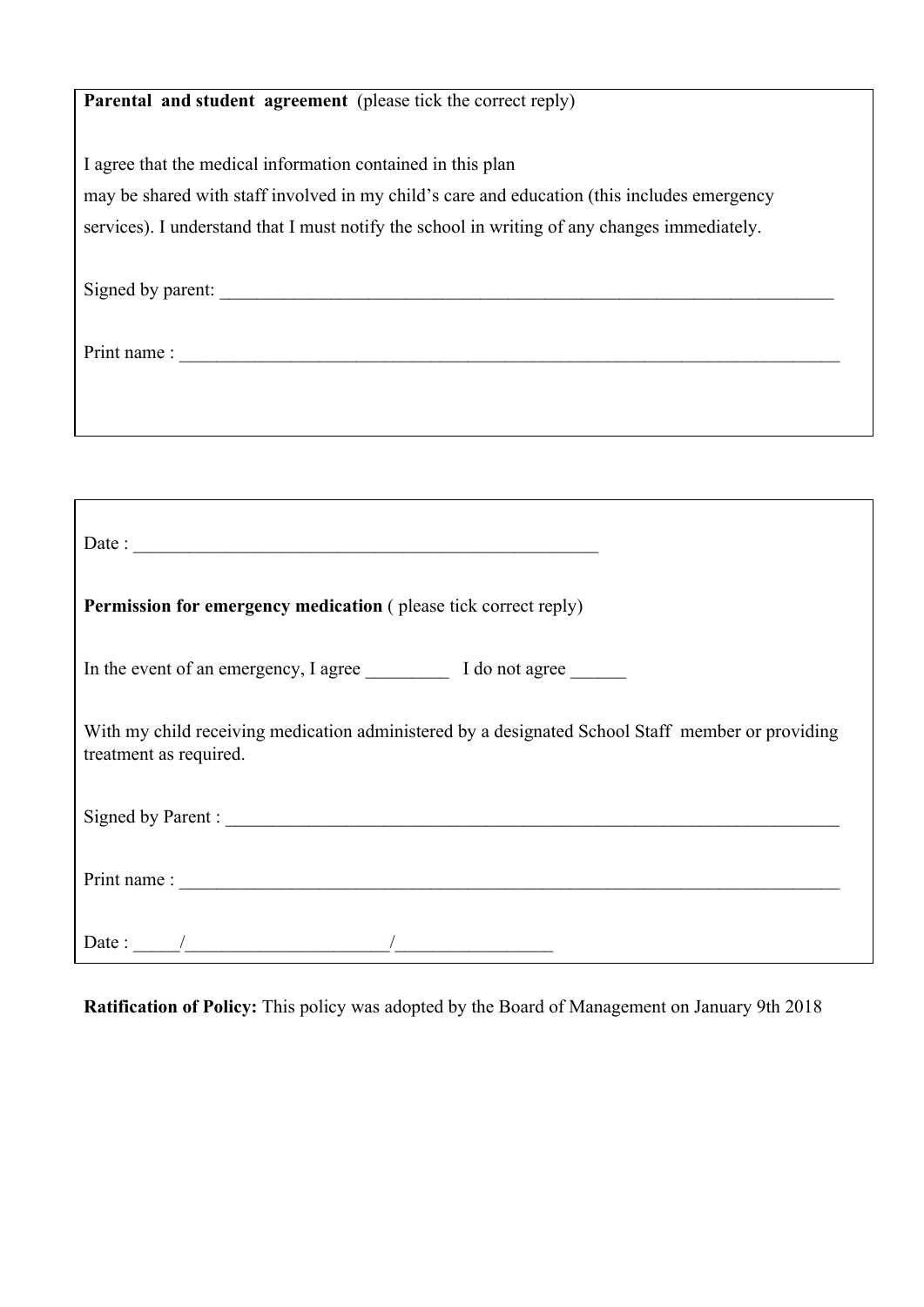**Parental and student agreement** (please tick the correct reply)

I agree that the medical information contained in this plan
may be shared with staff involved in my child's care and education (this includes emergency services). I understand that I must notify the school in writing of any changes immediately.

Signed by parent: ______________________________________________________________________

Print name : __________________________________________________________________________

Date : ____________________________________________________

**Permission for emergency medication** ( please tick correct reply)

In the event of an emergency, I agree _________ I do not agree ______

With my child receiving medication administered by a designated School Staff member or providing treatment as required.

Signed by Parent : ______________________________________________________________________

Print name : __________________________________________________________________________

Date : _____/______________________/_________________

**Ratification of Policy:** This policy was adopted by the Board of Management on January 9th 2018